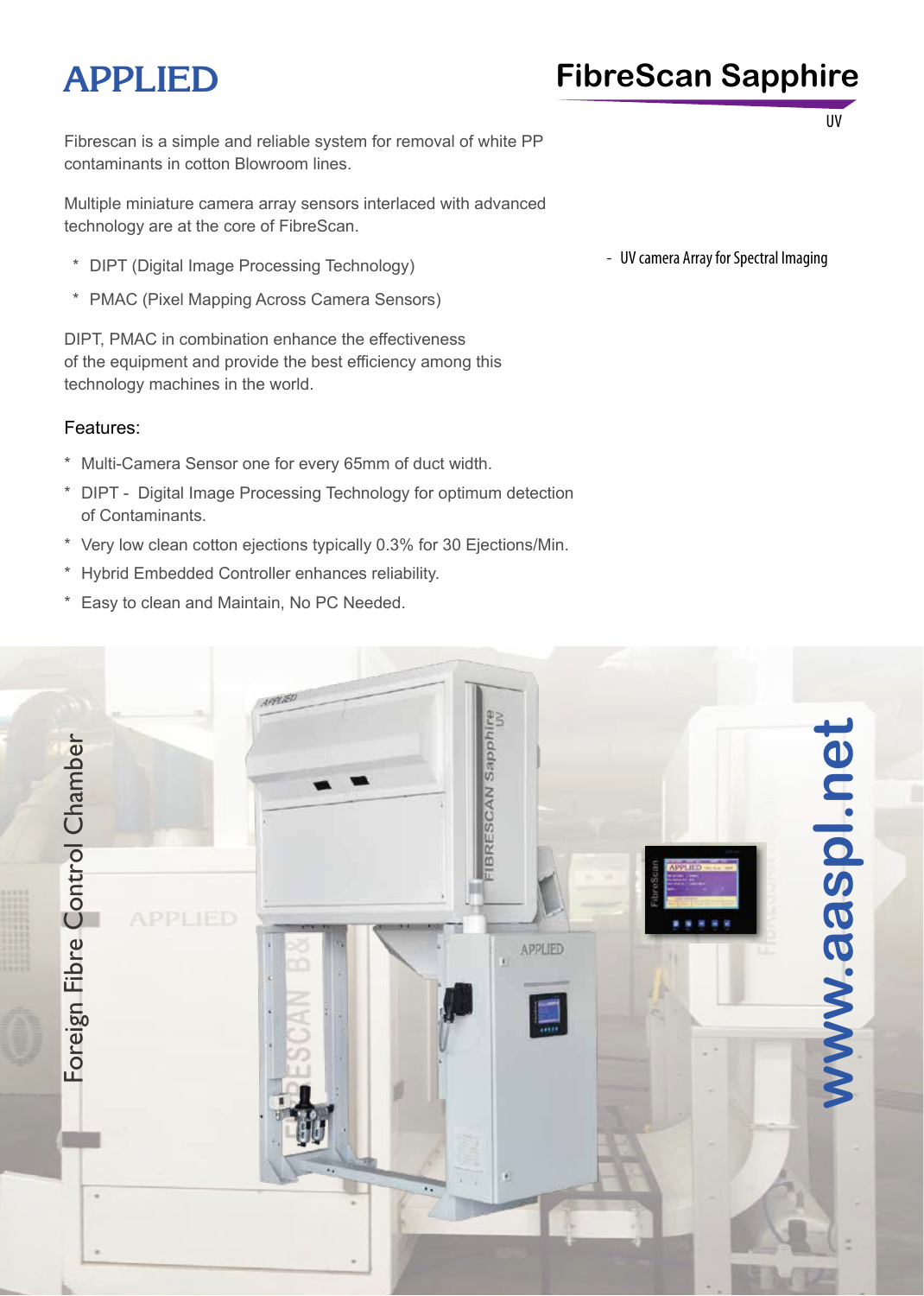# APPLIED

## FibreScan Sapphire

UV

Fibrescan is a simple and reliable system for removal of white PP contaminants in cotton Blowroom lines.

Multiple miniature camera array sensors interlaced with advanced technology are at the core of FibreScan.

- DIPT (Digital Image Processing Technology)
- PMAC (Pixel Mapping Across Camera Sensors)

DIPT, PMAC in combination enhance the effectiveness of the equipment and provide the best efficiency among this technology machines in the world.

- UV camera Array for Spectral Imaging

### Features:

- Multi-Camera Sensor one for every 65mm of duct width.
- DIPT - Digital Image Processing Technology for optimum detection of Contaminants.
- Very low clean cotton ejections typically 0.3% for 30 Ejections/Min.
- Hybrid Embedded Controller enhances reliability.
- Easy to clean and Maintain, No PC Needed.

Foreign Fibre Control Chamber

www.aaspl.net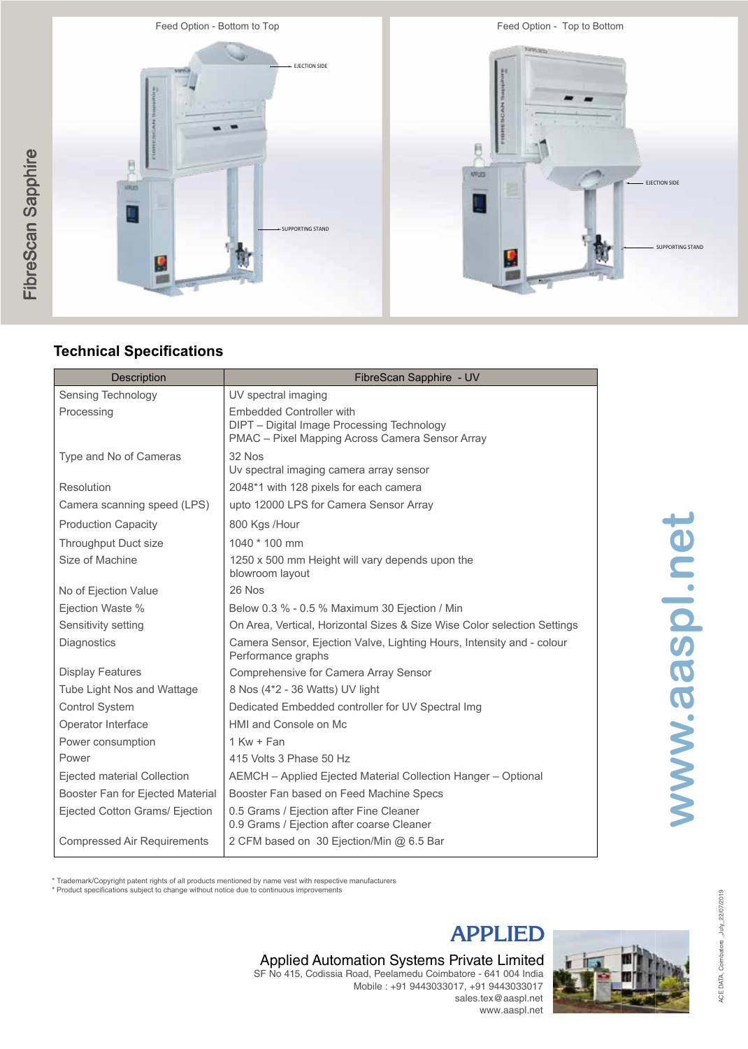Feed Option - Bottom to Top

EJECTION SIDE

SUPPORTING STAND

Feed Option - Top to Bottom

EJECTION SIDE

SUPPORTING STAND

FibreScan Sapphire

## Technical Specifications

| Description | FibreScan Sapphire - UV |
|---|---|
| Sensing Technology | UV spectral imaging |
| Processing | Embedded Controller with<br>DIPT – Digital Image Processing Technology<br>PMAC – Pixel Mapping Across Camera Sensor Array |
| Type and No of Cameras | 32 Nos<br>Uv spectral imaging camera array sensor |
| Resolution | 2048*1 with 128 pixels for each camera |
| Camera scanning speed (LPS) | upto 12000 LPS for Camera Sensor Array |
| Production Capacity | 800 Kgs /Hour |
| Throughput Duct size | 1040 * 100 mm |
| Size of Machine | 1250 x 500 mm Height will vary depends upon the blowroom layout |
| No of Ejection Value | 26 Nos |
| Ejection Waste % | Below 0.3 % - 0.5 % Maximum 30 Ejection / Min |
| Sensitivity setting | On Area, Vertical, Horizontal Sizes & Size Wise Color selection Settings |
| Diagnostics | Camera Sensor, Ejection Valve, Lighting Hours, Intensity and - colour Performance graphs |
| Display Features | Comprehensive for Camera Array Sensor |
| Tube Light Nos and Wattage | 8 Nos (4*2 - 36 Watts) UV light |
| Control System | Dedicated Embedded controller for UV Spectral Img |
| Operator Interface | HMI and Console on Mc |
| Power consumption | 1 Kw + Fan |
| Power | 415 Volts 3 Phase 50 Hz |
| Ejected material Collection | AEMCH – Applied Ejected Material Collection Hanger – Optional |
| Booster Fan for Ejected Material | Booster Fan based on Feed Machine Specs |
| Ejected Cotton Grams/ Ejection | 0.5 Grams / Ejection after Fine Cleaner<br>0.9 Grams / Ejection after coarse Cleaner |
| Compressed Air Requirements | 2 CFM based on 30 Ejection/Min @ 6.5 Bar |

www.aaspl.net

* Trademark/Copyright patent rights of all products mentioned by name vest with respective manufacturers
* Product specifications subject to change without notice due to continuous improvements

**APPLIED**

Applied Automation Systems Private Limited
SF No 415, Codissia Road, Peelamedu Coimbatore - 641 004 India
Mobile : +91 9443033017, +91 9443033017
sales.tex@aaspl.net
www.aaspl.net

ACE DATA, Coimbatore _July_22/07/2019